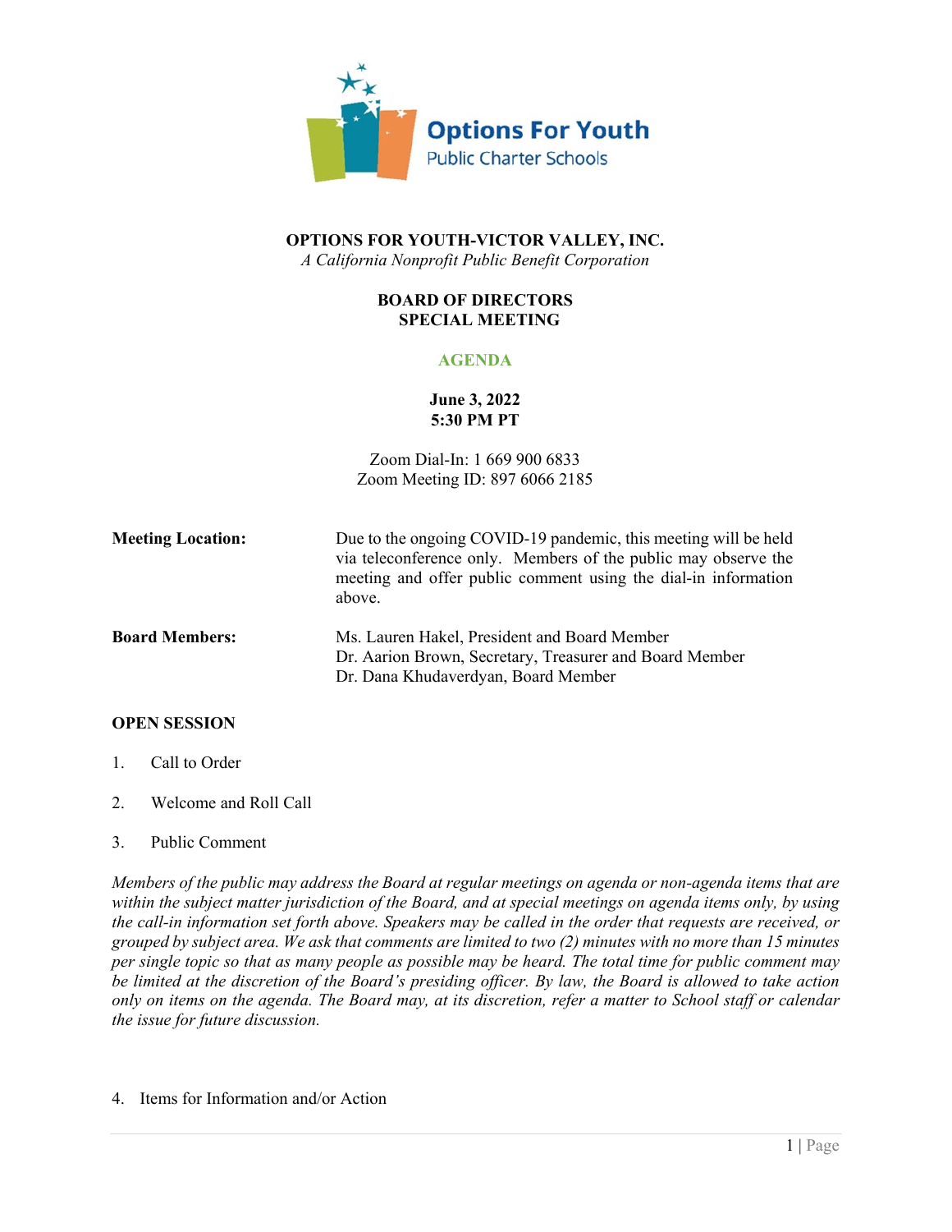**OPTIONS FOR YOUTH-VICTOR VALLEY, INC.**
*A California Nonprofit Public Benefit Corporation*

**BOARD OF DIRECTORS**
**SPECIAL MEETING**

**AGENDA**

**June 3, 2022**
**5:30 PM PT**

Zoom Dial-In: 1 669 900 6833
Zoom Meeting ID: 897 6066 2185

**Meeting Location:** Due to the ongoing COVID-19 pandemic, this meeting will be held via teleconference only. Members of the public may observe the meeting and offer public comment using the dial-in information above.

**Board Members:**
Ms. Lauren Hakel, President and Board Member
Dr. Aarion Brown, Secretary, Treasurer and Board Member
Dr. Dana Khudaverdyan, Board Member

**OPEN SESSION**

1. Call to Order

2. Welcome and Roll Call

3. Public Comment

*Members of the public may address the Board at regular meetings on agenda or non-agenda items that are within the subject matter jurisdiction of the Board, and at special meetings on agenda items only, by using the call-in information set forth above. Speakers may be called in the order that requests are received, or grouped by subject area. We ask that comments are limited to two (2) minutes with no more than 15 minutes per single topic so that as many people as possible may be heard. The total time for public comment may be limited at the discretion of the Board's presiding officer. By law, the Board is allowed to take action only on items on the agenda. The Board may, at its discretion, refer a matter to School staff or calendar the issue for future discussion.*

4. Items for Information and/or Action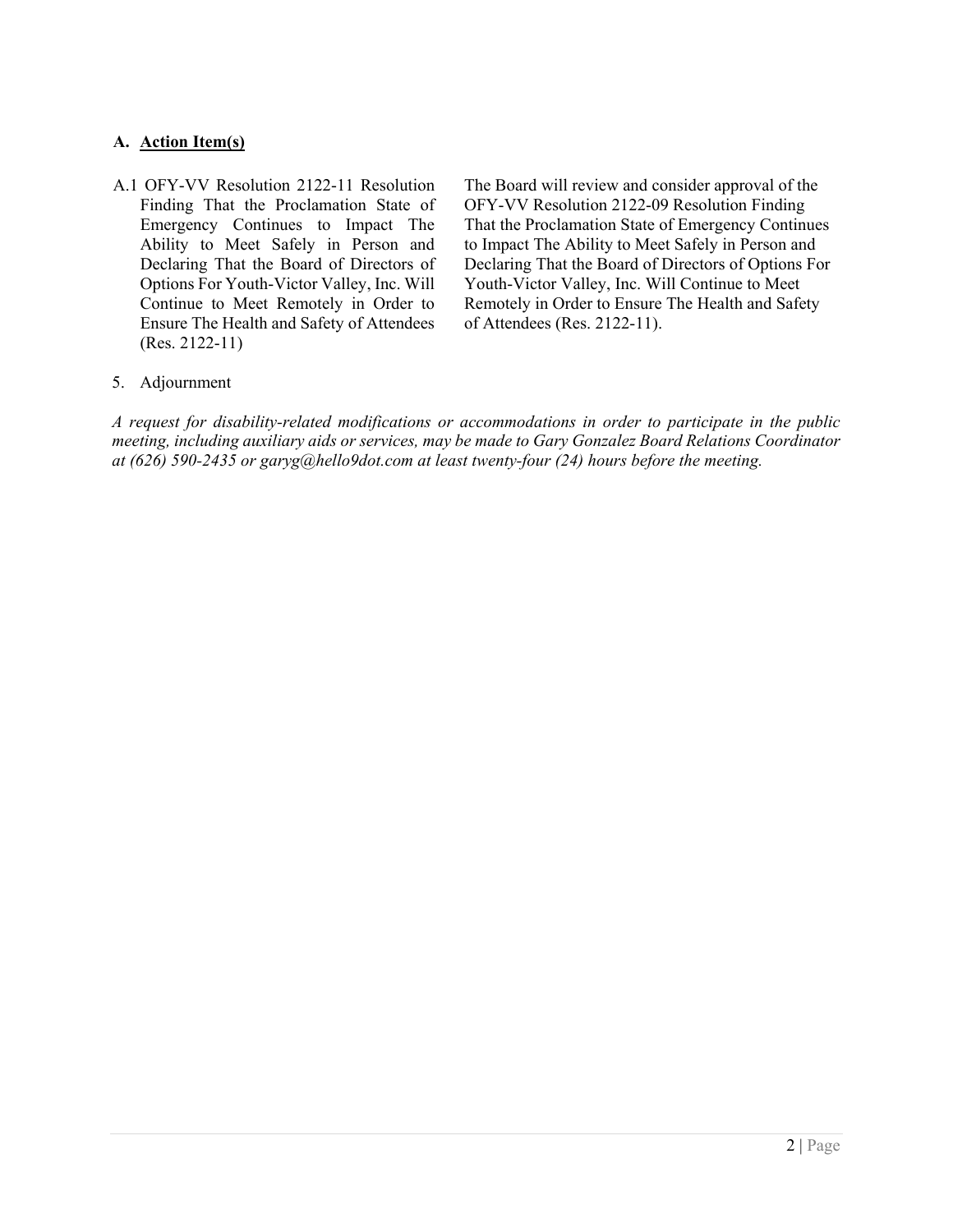### A. **<u>Action Item(s)</u>**

A.1 OFY-VV Resolution 2122-11 Resolution Finding That the Proclamation State of Emergency Continues to Impact The Ability to Meet Safely in Person and Declaring That the Board of Directors of Options For Youth-Victor Valley, Inc. Will Continue to Meet Remotely in Order to Ensure The Health and Safety of Attendees (Res. 2122-11)

The Board will review and consider approval of the OFY-VV Resolution 2122-09 Resolution Finding That the Proclamation State of Emergency Continues to Impact The Ability to Meet Safely in Person and Declaring That the Board of Directors of Options For Youth-Victor Valley, Inc. Will Continue to Meet Remotely in Order to Ensure The Health and Safety of Attendees (Res. 2122-11).

5. Adjournment

*A request for disability-related modifications or accommodations in order to participate in the public meeting, including auxiliary aids or services, may be made to Gary Gonzalez Board Relations Coordinator at (626) 590-2435 or garyg@hello9dot.com at least twenty-four (24) hours before the meeting.*